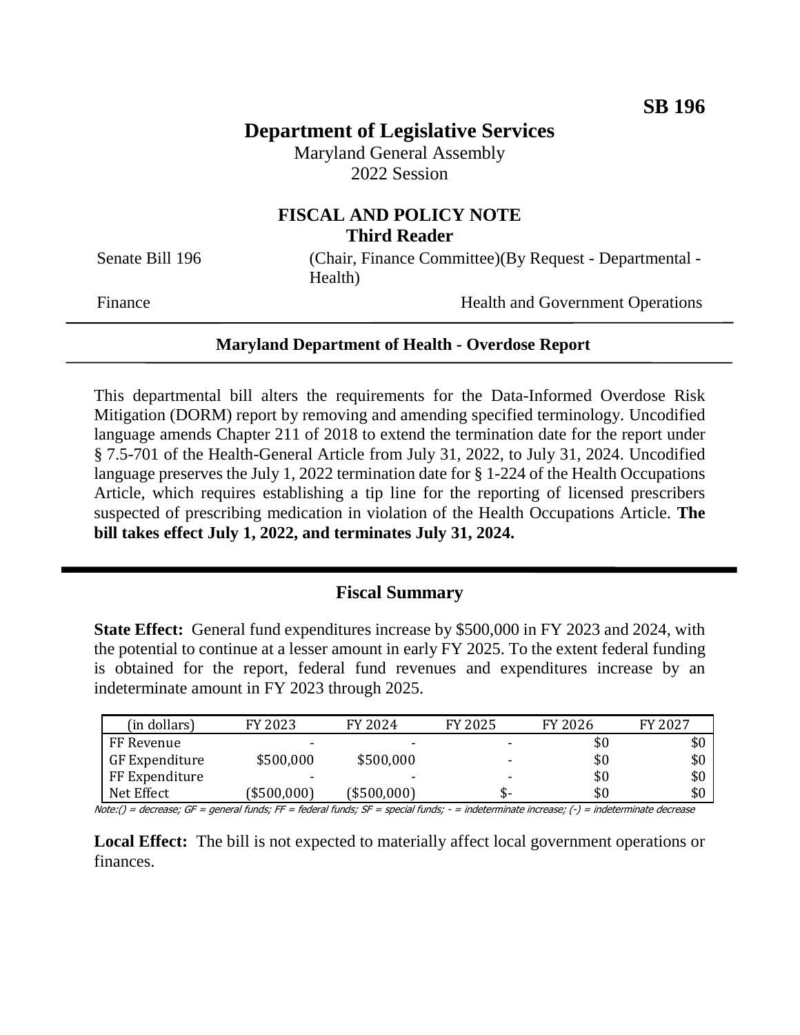**SB 196**

# Department of Legislative Services

Maryland General Assembly
2022 Session

## FISCAL AND POLICY NOTE
**Third Reader**

Senate Bill 196 (Chair, Finance Committee)(By Request - Departmental - Health)

Finance Health and Government Operations

---

**Maryland Department of Health - Overdose Report**

---

This departmental bill alters the requirements for the Data-Informed Overdose Risk Mitigation (DORM) report by removing and amending specified terminology. Uncodified language amends Chapter 211 of 2018 to extend the termination date for the report under § 7.5-701 of the Health-General Article from July 31, 2022, to July 31, 2024. Uncodified language preserves the July 1, 2022 termination date for § 1-224 of the Health Occupations Article, which requires establishing a tip line for the reporting of licensed prescribers suspected of prescribing medication in violation of the Health Occupations Article. **The bill takes effect July 1, 2022, and terminates July 31, 2024.**

---

## Fiscal Summary

**State Effect:** General fund expenditures increase by $500,000 in FY 2023 and 2024, with the potential to continue at a lesser amount in early FY 2025. To the extent federal funding is obtained for the report, federal fund revenues and expenditures increase by an indeterminate amount in FY 2023 through 2025.

| (in dollars) | FY 2023 | FY 2024 | FY 2025 | FY 2026 | FY 2027 |
|---|---|---|---|---|---|
| FF Revenue | - | - | - | $0 | $0 |
| GF Expenditure | $500,000 | $500,000 | - | $0 | $0 |
| FF Expenditure | - | - | - | $0 | $0 |
| Net Effect | ($500,000) | ($500,000) | $- | $0 | $0 |

*Note:() = decrease; GF = general funds; FF = federal funds; SF = special funds; - = indeterminate increase; (-) = indeterminate decrease*

**Local Effect:** The bill is not expected to materially affect local government operations or finances.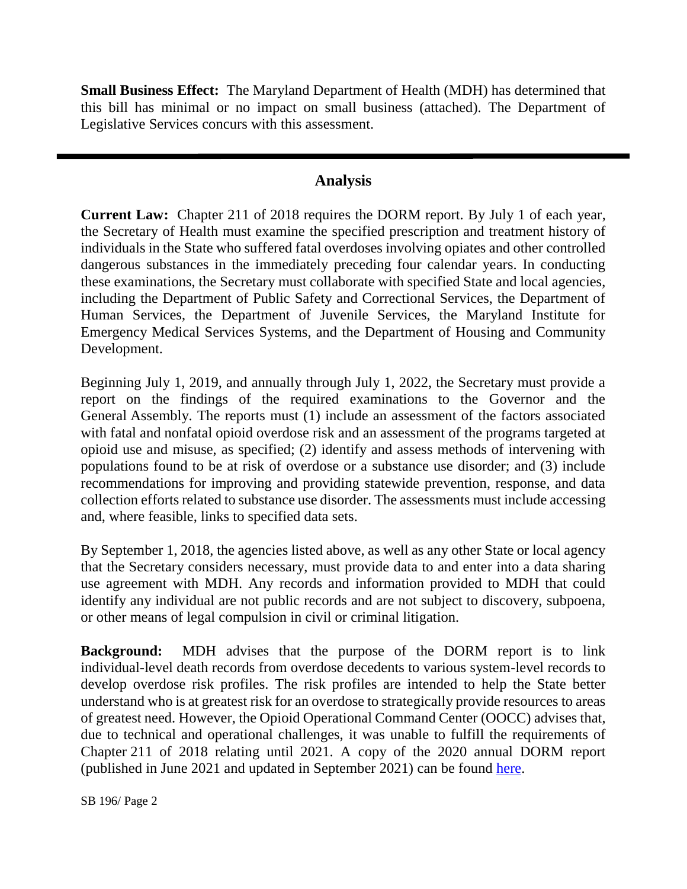**Small Business Effect:** The Maryland Department of Health (MDH) has determined that this bill has minimal or no impact on small business (attached). The Department of Legislative Services concurs with this assessment.

---

## Analysis

**Current Law:** Chapter 211 of 2018 requires the DORM report. By July 1 of each year, the Secretary of Health must examine the specified prescription and treatment history of individuals in the State who suffered fatal overdoses involving opiates and other controlled dangerous substances in the immediately preceding four calendar years. In conducting these examinations, the Secretary must collaborate with specified State and local agencies, including the Department of Public Safety and Correctional Services, the Department of Human Services, the Department of Juvenile Services, the Maryland Institute for Emergency Medical Services Systems, and the Department of Housing and Community Development.

Beginning July 1, 2019, and annually through July 1, 2022, the Secretary must provide a report on the findings of the required examinations to the Governor and the General Assembly. The reports must (1) include an assessment of the factors associated with fatal and nonfatal opioid overdose risk and an assessment of the programs targeted at opioid use and misuse, as specified; (2) identify and assess methods of intervening with populations found to be at risk of overdose or a substance use disorder; and (3) include recommendations for improving and providing statewide prevention, response, and data collection efforts related to substance use disorder. The assessments must include accessing and, where feasible, links to specified data sets.

By September 1, 2018, the agencies listed above, as well as any other State or local agency that the Secretary considers necessary, must provide data to and enter into a data sharing use agreement with MDH. Any records and information provided to MDH that could identify any individual are not public records and are not subject to discovery, subpoena, or other means of legal compulsion in civil or criminal litigation.

**Background:** MDH advises that the purpose of the DORM report is to link individual-level death records from overdose decedents to various system-level records to develop overdose risk profiles. The risk profiles are intended to help the State better understand who is at greatest risk for an overdose to strategically provide resources to areas of greatest need. However, the Opioid Operational Command Center (OOCC) advises that, due to technical and operational challenges, it was unable to fulfill the requirements of Chapter 211 of 2018 relating until 2021. A copy of the 2020 annual DORM report (published in June 2021 and updated in September 2021) can be found here.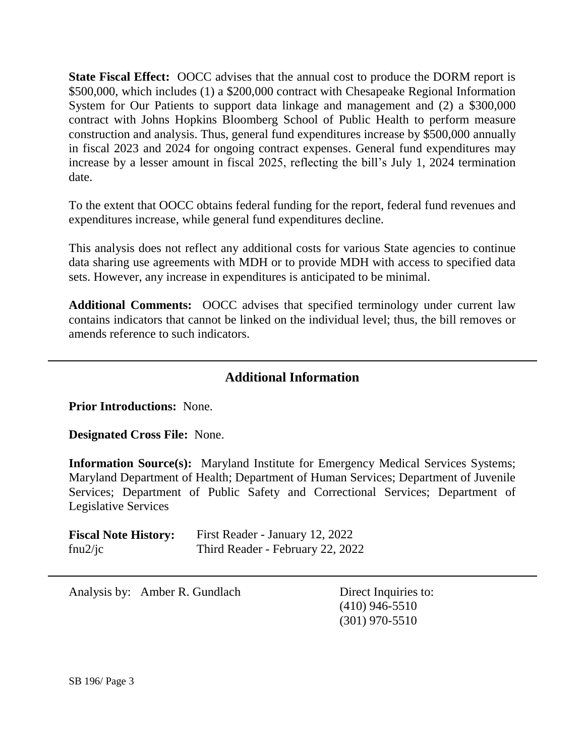**State Fiscal Effect:** OOCC advises that the annual cost to produce the DORM report is $500,000, which includes (1) a $200,000 contract with Chesapeake Regional Information System for Our Patients to support data linkage and management and (2) a $300,000 contract with Johns Hopkins Bloomberg School of Public Health to perform measure construction and analysis. Thus, general fund expenditures increase by $500,000 annually in fiscal 2023 and 2024 for ongoing contract expenses. General fund expenditures may increase by a lesser amount in fiscal 2025, reflecting the bill's July 1, 2024 termination date.

To the extent that OOCC obtains federal funding for the report, federal fund revenues and expenditures increase, while general fund expenditures decline.

This analysis does not reflect any additional costs for various State agencies to continue data sharing use agreements with MDH or to provide MDH with access to specified data sets. However, any increase in expenditures is anticipated to be minimal.

**Additional Comments:** OOCC advises that specified terminology under current law contains indicators that cannot be linked on the individual level; thus, the bill removes or amends reference to such indicators.

## Additional Information

**Prior Introductions:** None.

**Designated Cross File:** None.

**Information Source(s):** Maryland Institute for Emergency Medical Services Systems; Maryland Department of Health; Department of Human Services; Department of Juvenile Services; Department of Public Safety and Correctional Services; Department of Legislative Services

**Fiscal Note History:** First Reader - January 12, 2022
fnu2/jc Third Reader - February 22, 2022

Analysis by: Amber R. Gundlach

Direct Inquiries to:
(410) 946-5510
(301) 970-5510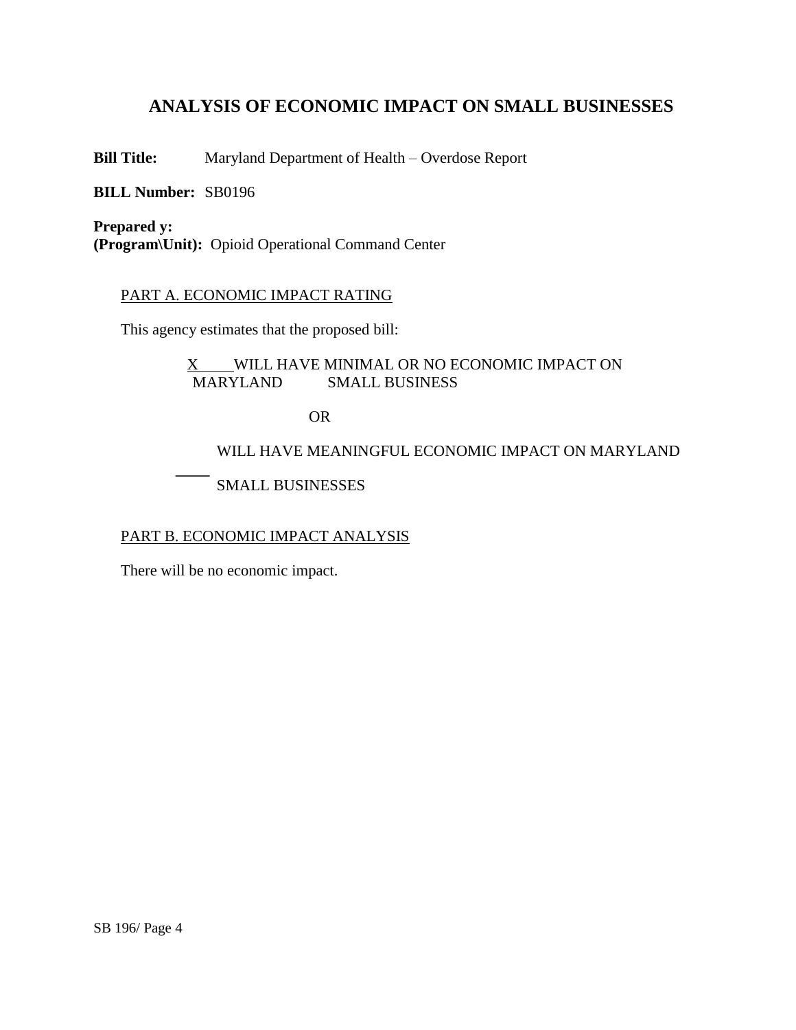# ANALYSIS OF ECONOMIC IMPACT ON SMALL BUSINESSES

**Bill Title:** Maryland Department of Health – Overdose Report

**BILL Number:** SB0196

**Prepared y:**
**(Program\Unit):** Opioid Operational Command Center

PART A. ECONOMIC IMPACT RATING

This agency estimates that the proposed bill:

X____ WILL HAVE MINIMAL OR NO ECONOMIC IMPACT ON MARYLAND SMALL BUSINESS

OR

____ WILL HAVE MEANINGFUL ECONOMIC IMPACT ON MARYLAND SMALL BUSINESSES

PART B. ECONOMIC IMPACT ANALYSIS

There will be no economic impact.